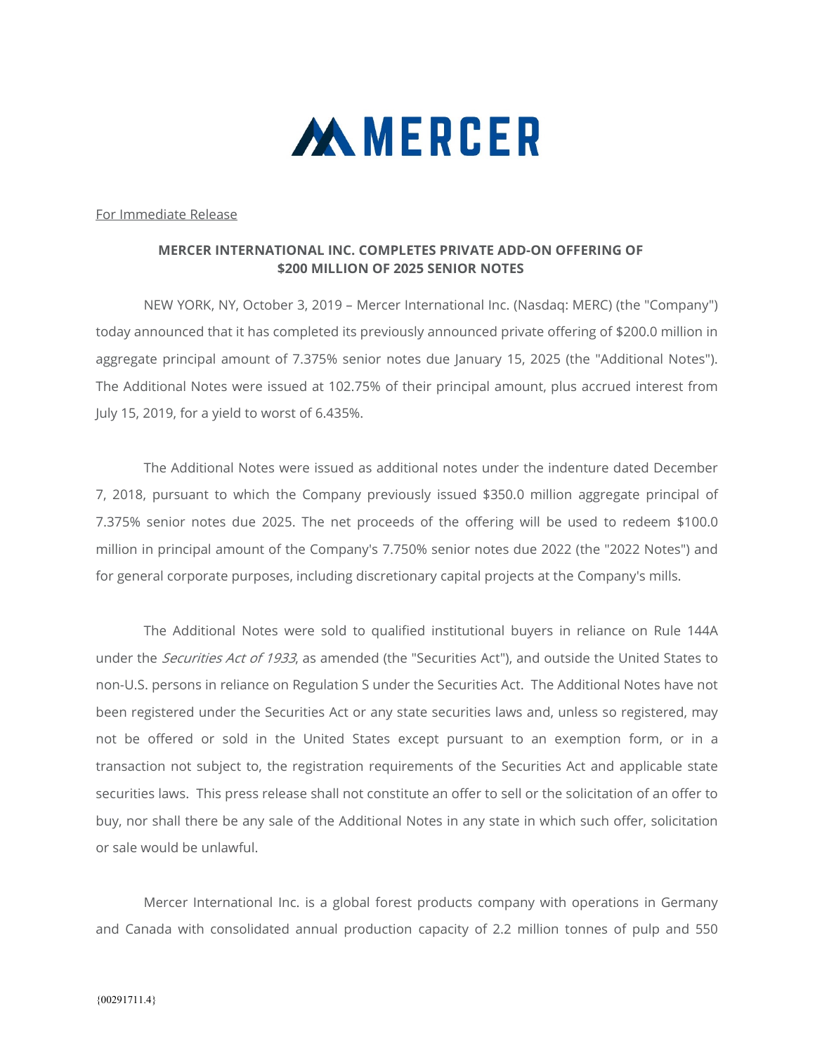# MERCER

For Immediate Release

**MERCER INTERNATIONAL INC. COMPLETES PRIVATE ADD-ON OFFERING OF $200 MILLION OF 2025 SENIOR NOTES**

NEW YORK, NY, October 3, 2019 – Mercer International Inc. (Nasdaq: MERC) (the "Company") today announced that it has completed its previously announced private offering of $200.0 million in aggregate principal amount of 7.375% senior notes due January 15, 2025 (the "Additional Notes"). The Additional Notes were issued at 102.75% of their principal amount, plus accrued interest from July 15, 2019, for a yield to worst of 6.435%.

The Additional Notes were issued as additional notes under the indenture dated December 7, 2018, pursuant to which the Company previously issued $350.0 million aggregate principal of 7.375% senior notes due 2025. The net proceeds of the offering will be used to redeem $100.0 million in principal amount of the Company's 7.750% senior notes due 2022 (the "2022 Notes") and for general corporate purposes, including discretionary capital projects at the Company's mills.

The Additional Notes were sold to qualified institutional buyers in reliance on Rule 144A under the *Securities Act of 1933*, as amended (the "Securities Act"), and outside the United States to non-U.S. persons in reliance on Regulation S under the Securities Act. The Additional Notes have not been registered under the Securities Act or any state securities laws and, unless so registered, may not be offered or sold in the United States except pursuant to an exemption form, or in a transaction not subject to, the registration requirements of the Securities Act and applicable state securities laws. This press release shall not constitute an offer to sell or the solicitation of an offer to buy, nor shall there be any sale of the Additional Notes in any state in which such offer, solicitation or sale would be unlawful.

Mercer International Inc. is a global forest products company with operations in Germany and Canada with consolidated annual production capacity of 2.2 million tonnes of pulp and 550

{00291711.4}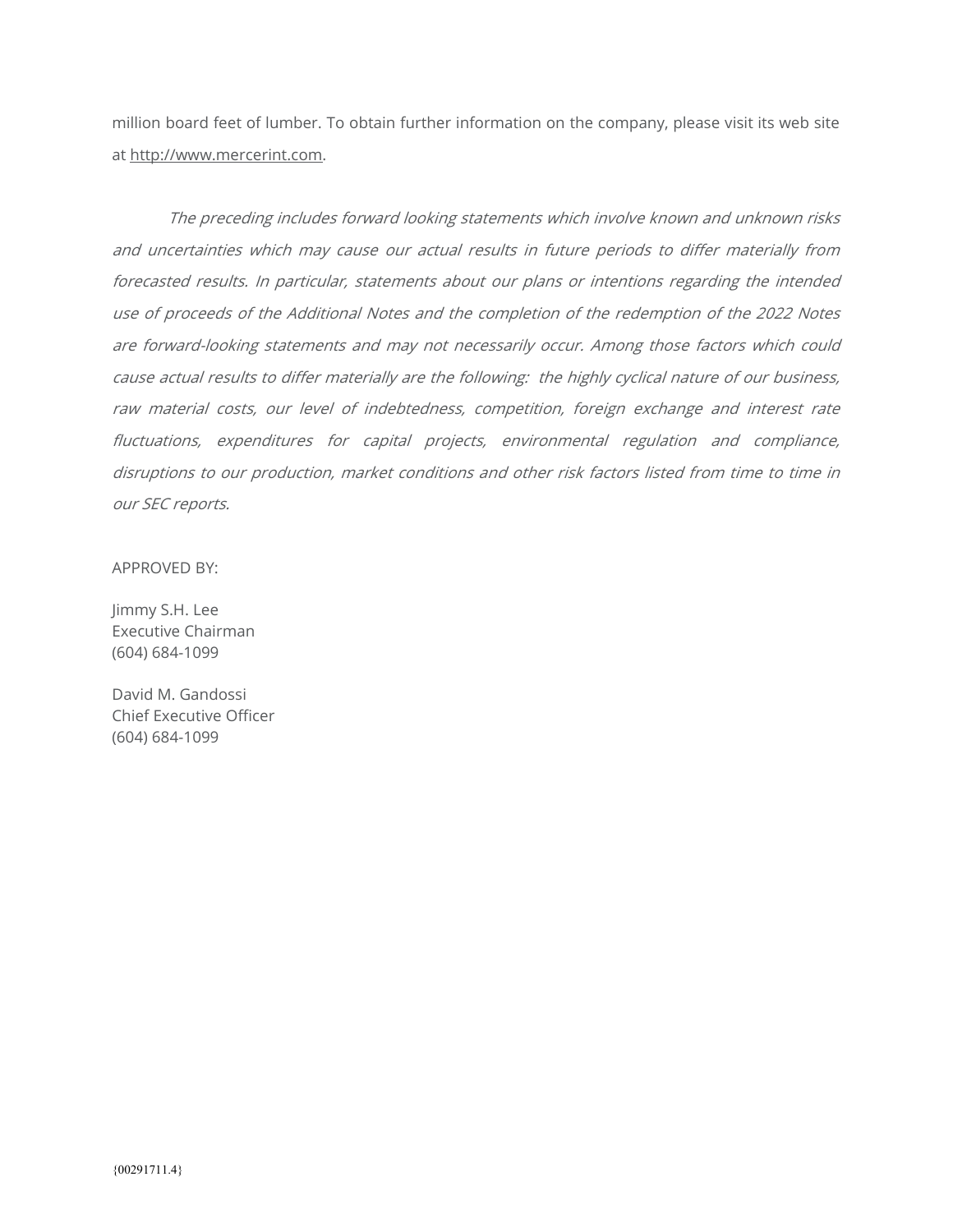million board feet of lumber. To obtain further information on the company, please visit its web site at http://www.mercerint.com.

*The preceding includes forward looking statements which involve known and unknown risks and uncertainties which may cause our actual results in future periods to differ materially from forecasted results. In particular, statements about our plans or intentions regarding the intended use of proceeds of the Additional Notes and the completion of the redemption of the 2022 Notes are forward-looking statements and may not necessarily occur. Among those factors which could cause actual results to differ materially are the following: the highly cyclical nature of our business, raw material costs, our level of indebtedness, competition, foreign exchange and interest rate fluctuations, expenditures for capital projects, environmental regulation and compliance, disruptions to our production, market conditions and other risk factors listed from time to time in our SEC reports.*

APPROVED BY:

Jimmy S.H. Lee
Executive Chairman
(604) 684-1099

David M. Gandossi
Chief Executive Officer
(604) 684-1099

{00291711.4}